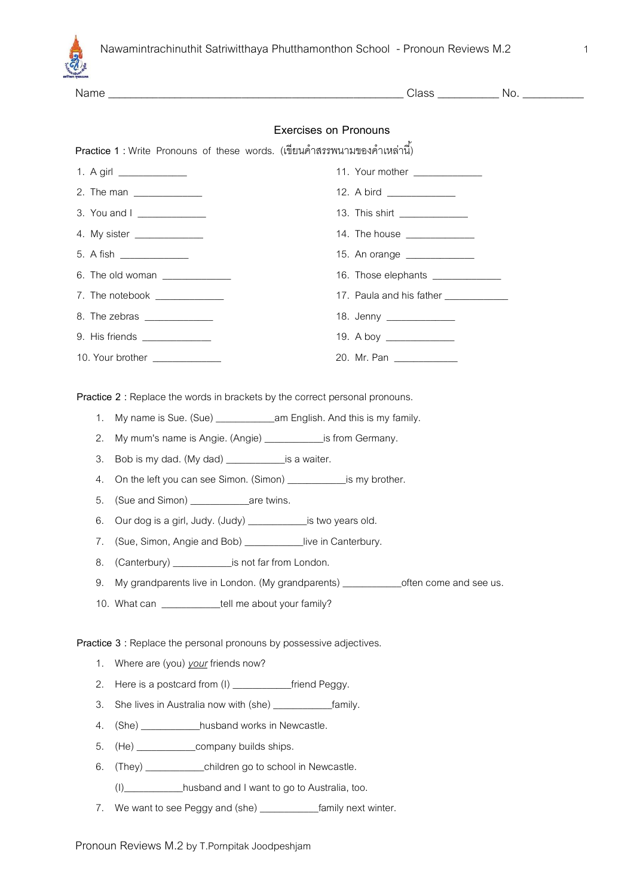Nawamintrachinuthit Satriwitthaya Phutthamonthon School - Pronoun Reviews M.2

Name ______________________________________________ Class __________ No. __________

## Exercises on Pronouns

**Practice 1** : Write Pronouns of these words. (เขียนคำสรรพนามของคำเหล่านี้)

1. A girl ____________
2. The man ____________
3. You and I ____________
4. My sister ____________
5. A fish ____________
6. The old woman ____________
7. The notebook ____________
8. The zebras ____________
9. His friends ____________
10. Your brother ____________
11. Your mother ____________
12. A bird ____________
13. This shirt ____________
14. The house ____________
15. An orange ____________
16. Those elephants ____________
17. Paula and his father ____________
18. Jenny ____________
19. A boy ____________
20. Mr. Pan ____________

**Practice 2** : Replace the words in brackets by the correct personal pronouns.

1. My name is Sue. (Sue) ___________am English. And this is my family.
2. My mum's name is Angie. (Angie) ___________is from Germany.
3. Bob is my dad. (My dad) ___________is a waiter.
4. On the left you can see Simon. (Simon) ___________is my brother.
5. (Sue and Simon) ___________are twins.
6. Our dog is a girl, Judy. (Judy) ___________is two years old.
7. (Sue, Simon, Angie and Bob) ___________live in Canterbury.
8. (Canterbury) ___________is not far from London.
9. My grandparents live in London. (My grandparents) ___________often come and see us.
10. What can ___________tell me about your family?

**Practice 3** : Replace the personal pronouns by possessive adjectives.

1. Where are (you) *your* friends now?
2. Here is a postcard from (I) ___________friend Peggy.
3. She lives in Australia now with (she) ___________family.
4. (She) ___________husband works in Newcastle.
5. (He) ___________company builds ships.
6. (They) ___________children go to school in Newcastle.
   (I)___________husband and I want to go to Australia, too.
7. We want to see Peggy and (she) ___________family next winter.

Pronoun Reviews M.2 by T.Pornpitak Joodpeshjam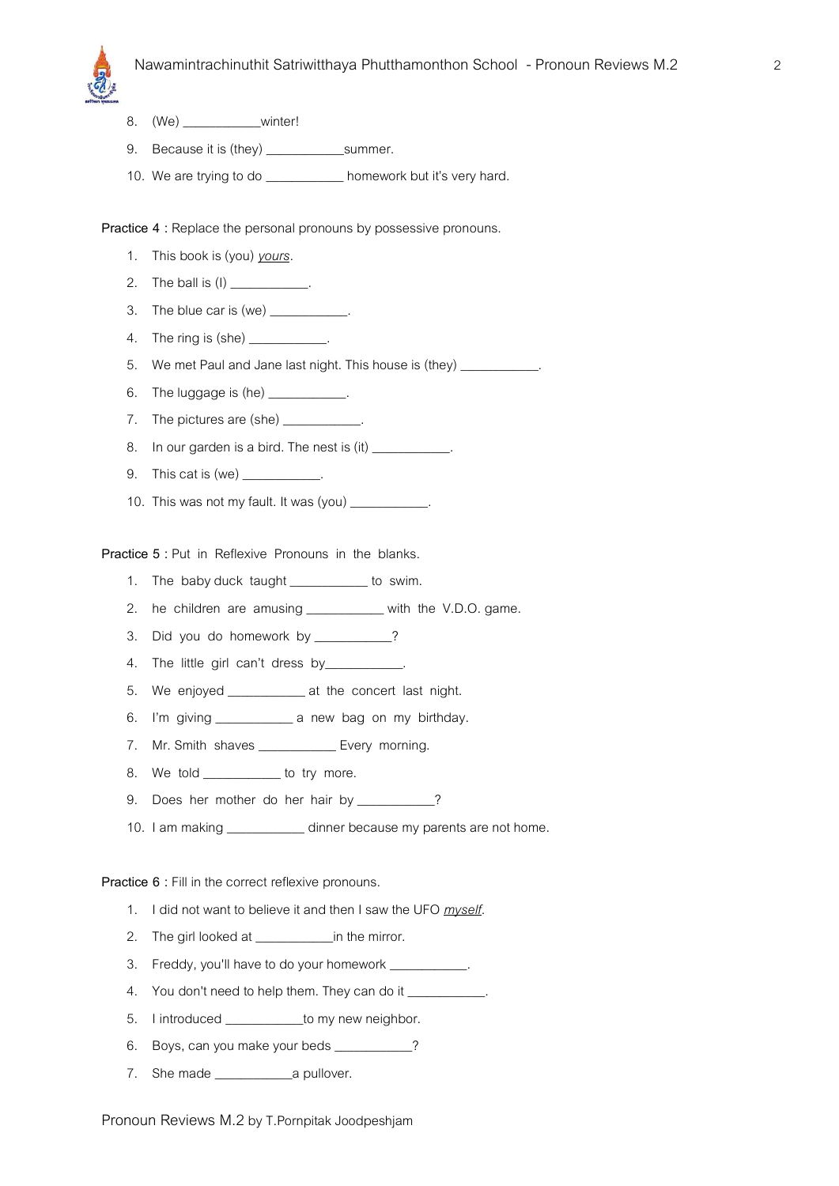8. (We) ___________winter!
9. Because it is (they) ___________summer.
10. We are trying to do ___________ homework but it's very hard.

**Practice 4** : Replace the personal pronouns by possessive pronouns.

1. This book is (you) *yours*.
2. The ball is (I) ___________.
3. The blue car is (we) ___________.
4. The ring is (she) ___________.
5. We met Paul and Jane last night. This house is (they) ___________.
6. The luggage is (he) ___________.
7. The pictures are (she) ___________.
8. In our garden is a bird. The nest is (it) ___________.
9. This cat is (we) ___________.
10. This was not my fault. It was (you) ___________.

**Practice 5** : Put in Reflexive Pronouns in the blanks.

1. The baby duck taught ___________ to swim.
2. he children are amusing ___________ with the V.D.O. game.
3. Did you do homework by ___________?
4. The little girl can't dress by___________.
5. We enjoyed ___________ at the concert last night.
6. I'm giving ___________ a new bag on my birthday.
7. Mr. Smith shaves ___________ Every morning.
8. We told ___________ to try more.
9. Does her mother do her hair by ___________?
10. I am making ___________ dinner because my parents are not home.

**Practice 6** : Fill in the correct reflexive pronouns.

1. I did not want to believe it and then I saw the UFO *myself*.
2. The girl looked at ___________in the mirror.
3. Freddy, you'll have to do your homework ___________.
4. You don't need to help them. They can do it ___________.
5. I introduced ___________to my new neighbor.
6. Boys, can you make your beds ___________?
7. She made ___________a pullover.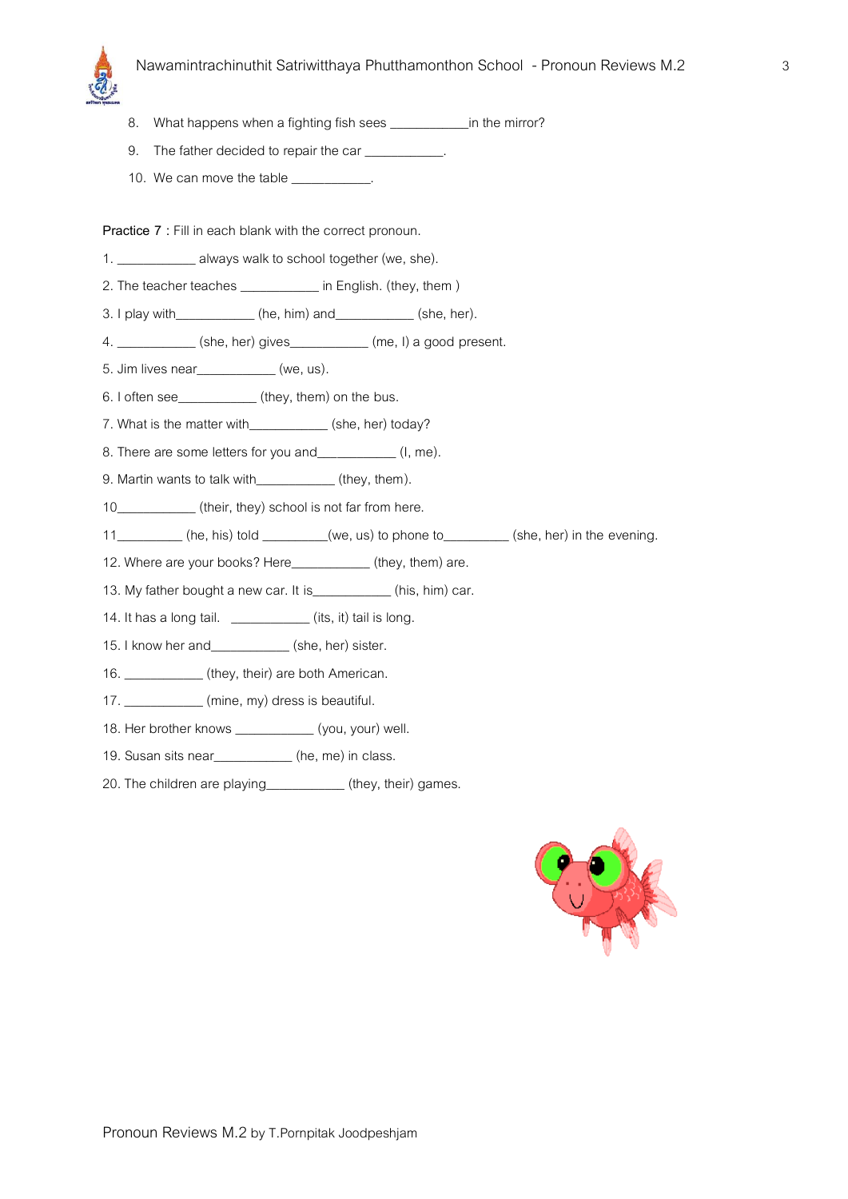8. What happens when a fighting fish sees ___________in the mirror?
9. The father decided to repair the car ___________.
10. We can move the table ___________.

Practice 7 : Fill in each blank with the correct pronoun.

1. ___________ always walk to school together (we, she).

2. The teacher teaches ___________ in English. (they, them )

3. I play with___________ (he, him) and___________ (she, her).

4. ___________ (she, her) gives___________ (me, I) a good present.

5. Jim lives near___________ (we, us).

6. I often see___________ (they, them) on the bus.

7. What is the matter with___________ (she, her) today?

8. There are some letters for you and___________ (I, me).

9. Martin wants to talk with___________ (they, them).

10___________ (their, they) school is not far from here.

11_________ (he, his) told _________(we, us) to phone to_________ (she, her) in the evening.

12. Where are your books? Here___________ (they, them) are.

13. My father bought a new car. It is___________ (his, him) car.

14. It has a long tail. ___________ (its, it) tail is long.

15. I know her and___________ (she, her) sister.

16. ___________ (they, their) are both American.

17. ___________ (mine, my) dress is beautiful.

18. Her brother knows ___________ (you, your) well.

19. Susan sits near___________ (he, me) in class.

20. The children are playing___________ (they, their) games.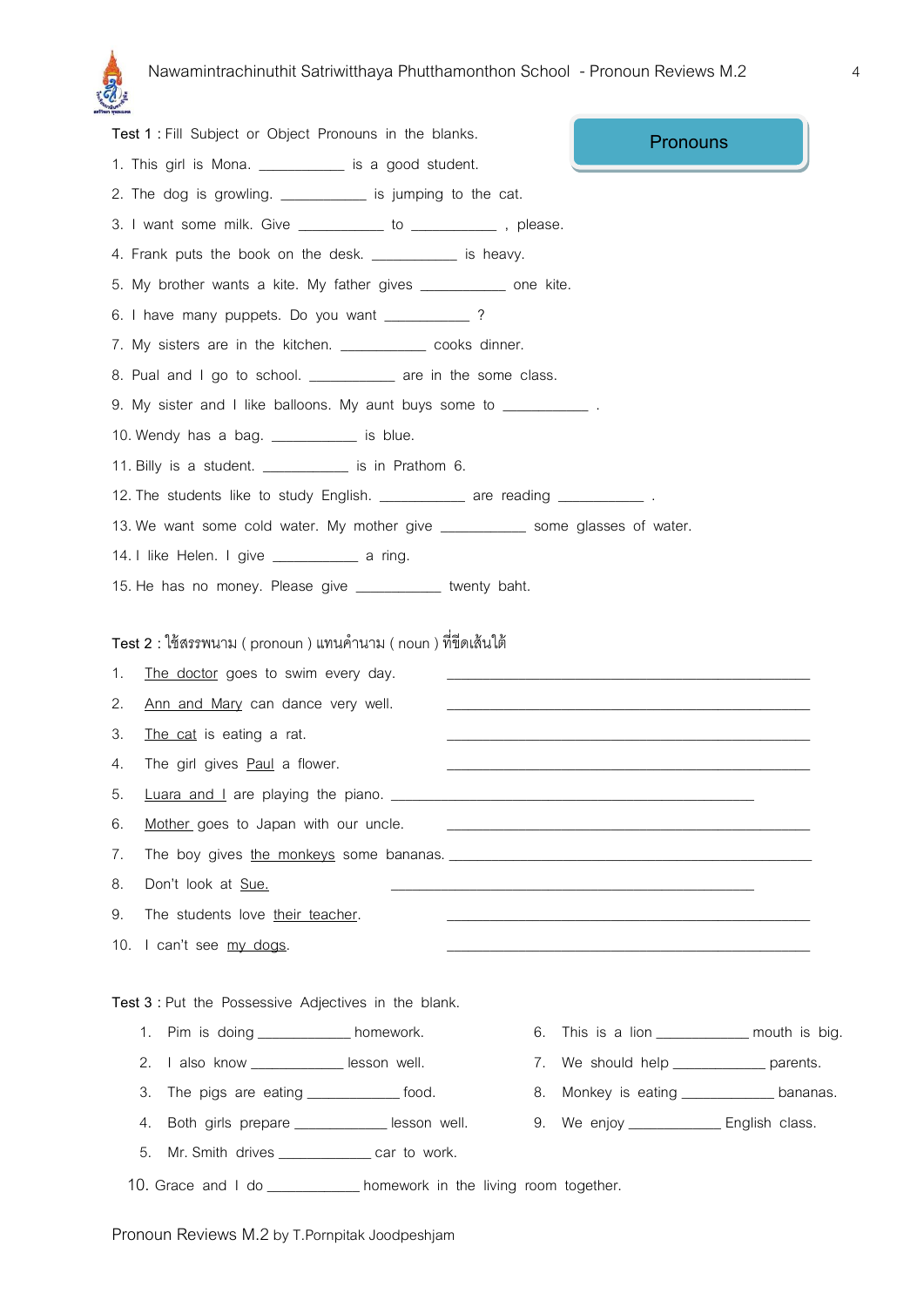Pronouns

Test 1 : Fill Subject or Object Pronouns in the blanks.

1. This girl is Mona. ___________ is a good student.
2. The dog is growling. ___________ is jumping to the cat.
3. I want some milk. Give ___________ to ___________ , please.
4. Frank puts the book on the desk. ___________ is heavy.
5. My brother wants a kite. My father gives ___________ one kite.
6. I have many puppets. Do you want ___________ ?
7. My sisters are in the kitchen. ___________ cooks dinner.
8. Pual and I go to school. ___________ are in the some class.
9. My sister and I like balloons. My aunt buys some to ___________ .
10. Wendy has a bag. ___________ is blue.
11. Billy is a student. ___________ is in Prathom 6.
12. The students like to study English. ___________ are reading ___________ .
13. We want some cold water. My mother give ___________ some glasses of water.
14. I like Helen. I give ___________ a ring.
15. He has no money. Please give ___________ twenty baht.

Test 2 : ใช้สรรพนาม ( pronoun ) แทนคำนาม ( noun ) ที่ขีดเส้นใต้

1. <u>The doctor</u> goes to swim every day. ___________________________
2. <u>Ann and Mary</u> can dance very well. ___________________________
3. <u>The cat</u> is eating a rat. ___________________________
4. The girl gives <u>Paul</u> a flower. ___________________________
5. <u>Luara and I</u> are playing the piano. ___________________________
6. <u>Mother</u> goes to Japan with our uncle. ___________________________
7. The boy gives <u>the monkeys</u> some bananas. ___________________________
8. Don't look at <u>Sue.</u> ___________________________
9. The students love <u>their teacher</u>. ___________________________
10. I can't see <u>my dogs</u>. ___________________________

Test 3 : Put the Possessive Adjectives in the blank.

1. Pim is doing ___________ homework.
2. I also know ___________ lesson well.
3. The pigs are eating ___________ food.
4. Both girls prepare ___________ lesson well.
5. Mr. Smith drives ___________ car to work.
6. This is a lion ___________ mouth is big.
7. We should help ___________ parents.
8. Monkey is eating ___________ bananas.
9. We enjoy ___________ English class.
10. Grace and I do ___________ homework in the living room together.